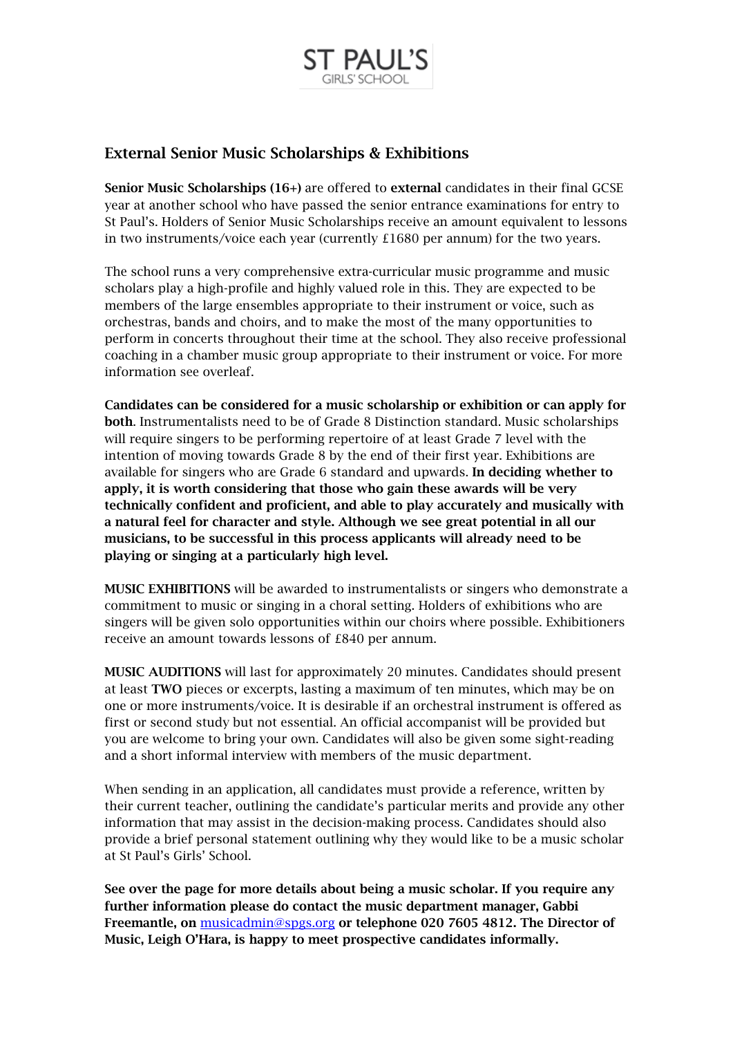ST PAUL'S
GIRLS' SCHOOL

## External Senior Music Scholarships & Exhibitions

**Senior Music Scholarships (16+)** are offered to **external** candidates in their final GCSE year at another school who have passed the senior entrance examinations for entry to St Paul's. Holders of Senior Music Scholarships receive an amount equivalent to lessons in two instruments/voice each year (currently £1680 per annum) for the two years.

The school runs a very comprehensive extra-curricular music programme and music scholars play a high-profile and highly valued role in this. They are expected to be members of the large ensembles appropriate to their instrument or voice, such as orchestras, bands and choirs, and to make the most of the many opportunities to perform in concerts throughout their time at the school. They also receive professional coaching in a chamber music group appropriate to their instrument or voice. For more information see overleaf.

**Candidates can be considered for a music scholarship or exhibition or can apply for both**. Instrumentalists need to be of Grade 8 Distinction standard. Music scholarships will require singers to be performing repertoire of at least Grade 7 level with the intention of moving towards Grade 8 by the end of their first year. Exhibitions are available for singers who are Grade 6 standard and upwards. **In deciding whether to apply, it is worth considering that those who gain these awards will be very technically confident and proficient, and able to play accurately and musically with a natural feel for character and style. Although we see great potential in all our musicians, to be successful in this process applicants will already need to be playing or singing at a particularly high level.**

**MUSIC EXHIBITIONS** will be awarded to instrumentalists or singers who demonstrate a commitment to music or singing in a choral setting. Holders of exhibitions who are singers will be given solo opportunities within our choirs where possible. Exhibitioners receive an amount towards lessons of £840 per annum.

**MUSIC AUDITIONS** will last for approximately 20 minutes. Candidates should present at least **TWO** pieces or excerpts, lasting a maximum of ten minutes, which may be on one or more instruments/voice. It is desirable if an orchestral instrument is offered as first or second study but not essential. An official accompanist will be provided but you are welcome to bring your own. Candidates will also be given some sight-reading and a short informal interview with members of the music department.

When sending in an application, all candidates must provide a reference, written by their current teacher, outlining the candidate's particular merits and provide any other information that may assist in the decision-making process. Candidates should also provide a brief personal statement outlining why they would like to be a music scholar at St Paul's Girls' School.

**See over the page for more details about being a music scholar. If you require any further information please do contact the music department manager, Gabbi Freemantle, on** musicadmin@spgs.org **or telephone 020 7605 4812. The Director of Music, Leigh O'Hara, is happy to meet prospective candidates informally.**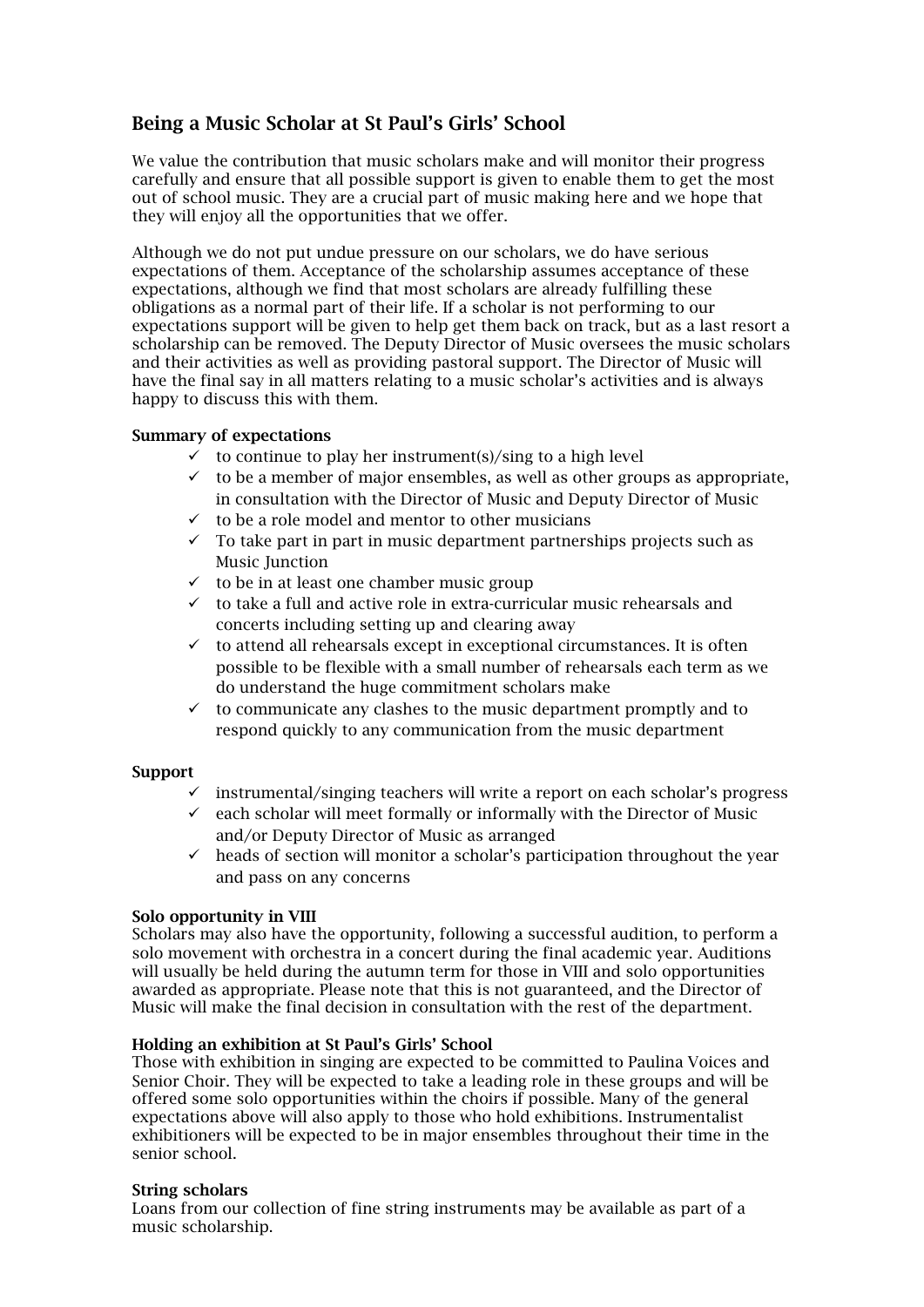## Being a Music Scholar at St Paul's Girls' School

We value the contribution that music scholars make and will monitor their progress carefully and ensure that all possible support is given to enable them to get the most out of school music. They are a crucial part of music making here and we hope that they will enjoy all the opportunities that we offer.

Although we do not put undue pressure on our scholars, we do have serious expectations of them. Acceptance of the scholarship assumes acceptance of these expectations, although we find that most scholars are already fulfilling these obligations as a normal part of their life. If a scholar is not performing to our expectations support will be given to help get them back on track, but as a last resort a scholarship can be removed. The Deputy Director of Music oversees the music scholars and their activities as well as providing pastoral support. The Director of Music will have the final say in all matters relating to a music scholar's activities and is always happy to discuss this with them.

**Summary of expectations**

- ✓ to continue to play her instrument(s)/sing to a high level
- ✓ to be a member of major ensembles, as well as other groups as appropriate, in consultation with the Director of Music and Deputy Director of Music
- ✓ to be a role model and mentor to other musicians
- ✓ To take part in part in music department partnerships projects such as Music Junction
- ✓ to be in at least one chamber music group
- ✓ to take a full and active role in extra-curricular music rehearsals and concerts including setting up and clearing away
- ✓ to attend all rehearsals except in exceptional circumstances. It is often possible to be flexible with a small number of rehearsals each term as we do understand the huge commitment scholars make
- ✓ to communicate any clashes to the music department promptly and to respond quickly to any communication from the music department

**Support**

- ✓ instrumental/singing teachers will write a report on each scholar's progress
- ✓ each scholar will meet formally or informally with the Director of Music and/or Deputy Director of Music as arranged
- ✓ heads of section will monitor a scholar's participation throughout the year and pass on any concerns

**Solo opportunity in VIII**

Scholars may also have the opportunity, following a successful audition, to perform a solo movement with orchestra in a concert during the final academic year. Auditions will usually be held during the autumn term for those in VIII and solo opportunities awarded as appropriate. Please note that this is not guaranteed, and the Director of Music will make the final decision in consultation with the rest of the department.

**Holding an exhibition at St Paul's Girls' School**

Those with exhibition in singing are expected to be committed to Paulina Voices and Senior Choir. They will be expected to take a leading role in these groups and will be offered some solo opportunities within the choirs if possible. Many of the general expectations above will also apply to those who hold exhibitions. Instrumentalist exhibitioners will be expected to be in major ensembles throughout their time in the senior school.

**String scholars**

Loans from our collection of fine string instruments may be available as part of a music scholarship.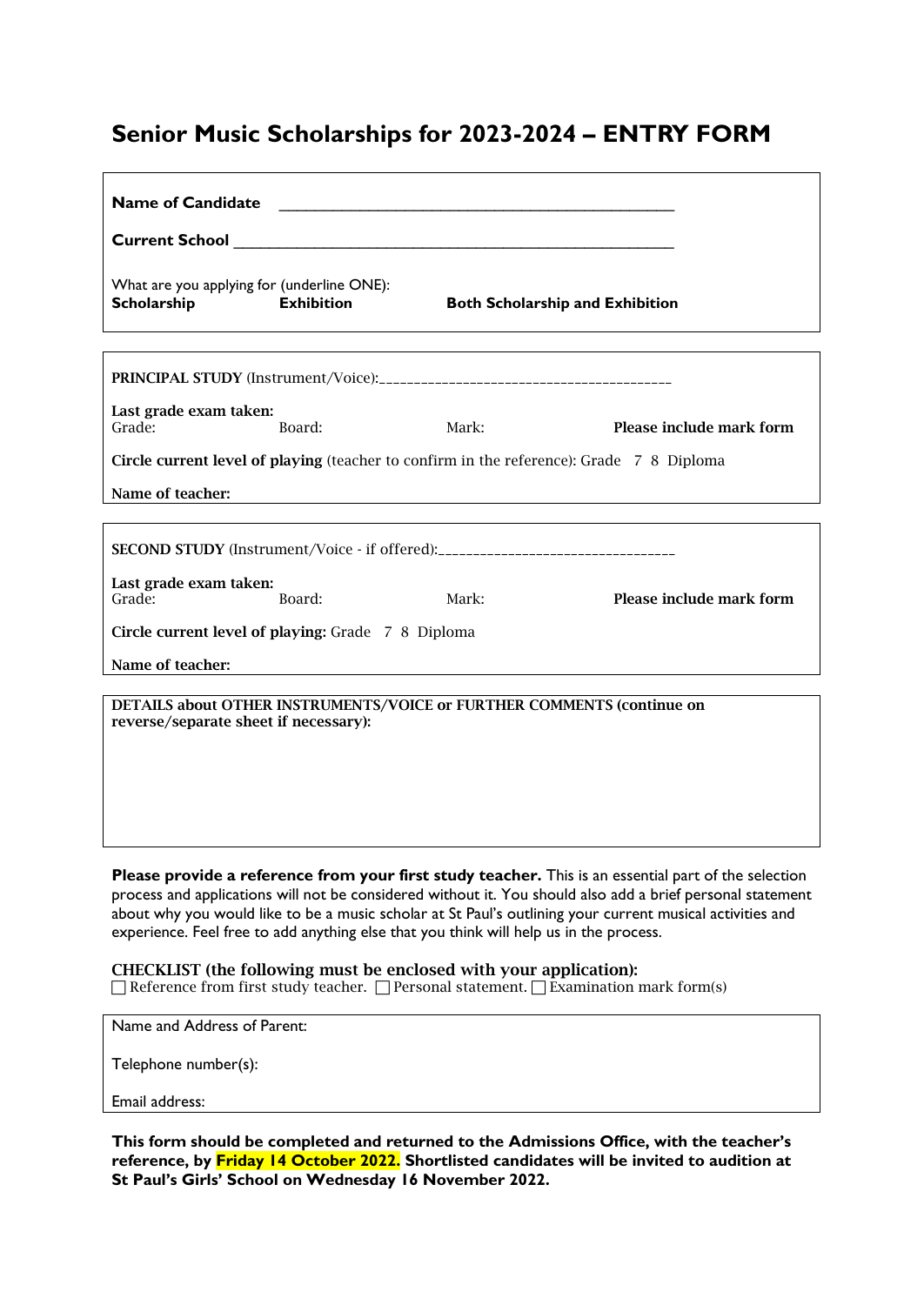# Senior Music Scholarships for 2023-2024 – ENTRY FORM

**Name of Candidate** ______________________________________________

**Current School** ______________________________________________

What are you applying for (underline ONE):
**Scholarship** **Exhibition** **Both Scholarship and Exhibition**

---

**PRINCIPAL STUDY** (Instrument/Voice):________________________________________

**Last grade exam taken:**
Grade: Board: Mark: **Please include mark form**

**Circle current level of playing** (teacher to confirm in the reference): Grade 7 8 Diploma

**Name of teacher:**

---

**SECOND STUDY** (Instrument/Voice - if offered):_________________________________

**Last grade exam taken:**
Grade: Board: Mark: **Please include mark form**

**Circle current level of playing:** Grade 7 8 Diploma

**Name of teacher:**

---

**DETAILS about OTHER INSTRUMENTS/VOICE or FURTHER COMMENTS (continue on reverse/separate sheet if necessary):**

---

**Please provide a reference from your first study teacher.** This is an essential part of the selection process and applications will not be considered without it. You should also add a brief personal statement about why you would like to be a music scholar at St Paul's outlining your current musical activities and experience. Feel free to add anything else that you think will help us in the process.

**CHECKLIST (the following must be enclosed with your application):**
☐ Reference from first study teacher. ☐ Personal statement. ☐ Examination mark form(s)

---

Name and Address of Parent:

Telephone number(s):

Email address:

---

**This form should be completed and returned to the Admissions Office, with the teacher's reference, by Friday 14 October 2022. Shortlisted candidates will be invited to audition at St Paul's Girls' School on Wednesday 16 November 2022.**